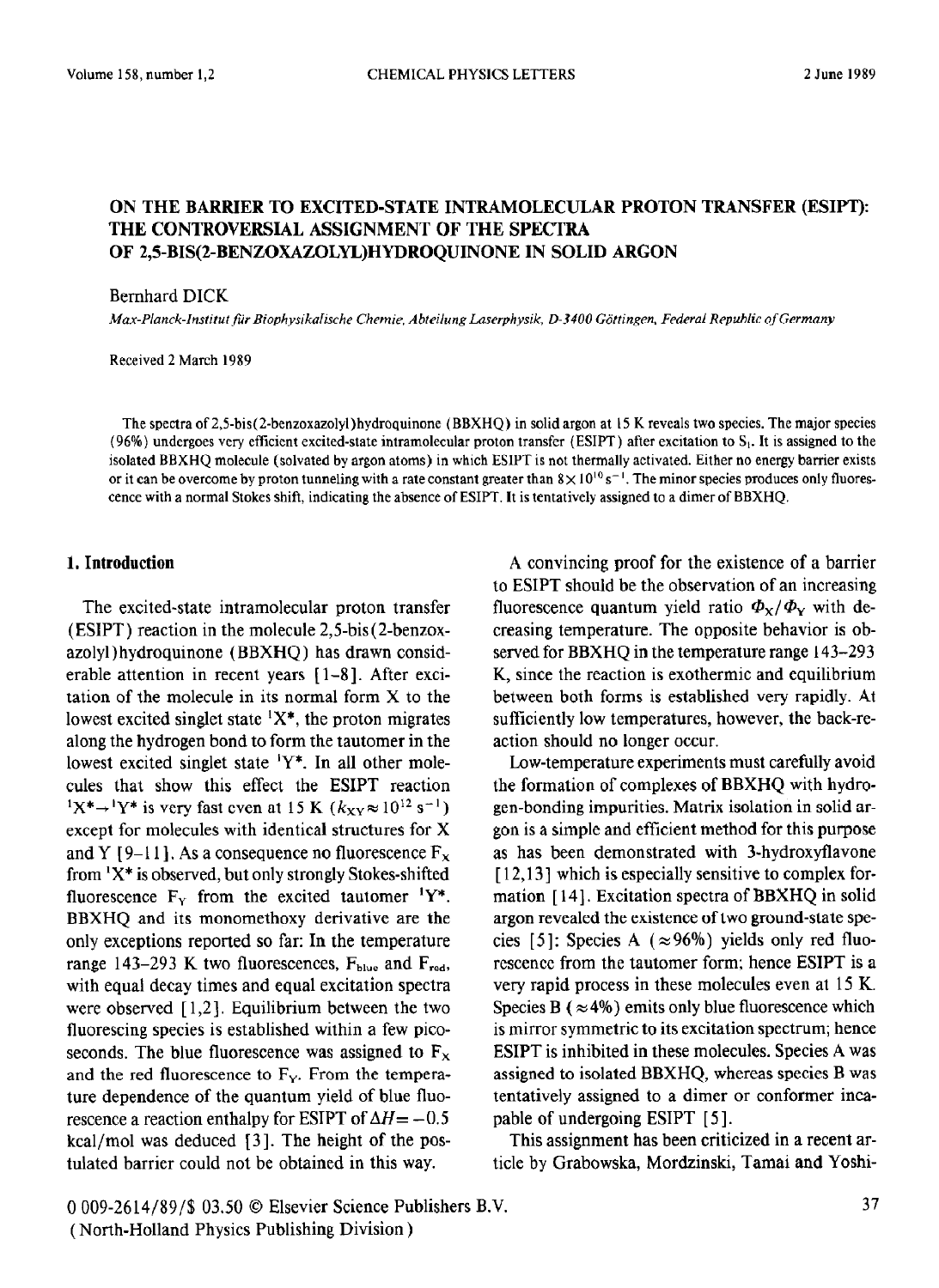# ON THE BARRIER TO EXCITED-STATE INTRAMOLECULAR PROTON TRANSFER (ESIPT): THE CONTROVERSIAL ASSIGNMENT OF THE SPECTRA OF 2,5-BIS(2-BENZOXAZOLYL)HYDROQUINONE IN SOLID ARGON

Bernhard DICK

*Max-Planck-Institut für Biophysikalische Chemie, Abteilung Laserphysik, D-3400 Göttingen, Federal Republic of Germany*

Received 2 March 1989

The spectra of 2,5-bis(2-benzoxazolyl)hydroquinone (BBXHQ) in solid argon at 15 K reveals two species. The major species (96%) undergoes very efficient excited-state intramolecular proton transfer (ESIPT) after excitation to $S_1$. It is assigned to the isolated BBXHQ molecule (solvated by argon atoms) in which ESIPT is not thermally activated. Either no energy barrier exists or it can be overcome by proton tunneling with a rate constant greater than $8\times10^{10}\ s^{-1}$. The minor species produces only fluorescence with a normal Stokes shift, indicating the absence of ESIPT. It is tentatively assigned to a dimer of BBXHQ.

## 1. Introduction

The excited-state intramolecular proton transfer (ESIPT) reaction in the molecule 2,5-bis(2-benzoxazolyl)hydroquinone (BBXHQ) has drawn considerable attention in recent years [1–8]. After excitation of the molecule in its normal form X to the lowest excited singlet state $^1X^*$, the proton migrates along the hydrogen bond to form the tautomer in the lowest excited singlet state $^1Y^*$. In all other molecules that show this effect the ESIPT reaction $^1X^*\rightarrow{}^1Y^*$ is very fast even at 15 K ($k_{XY}\approx10^{12}\ s^{-1}$) except for molecules with identical structures for X and Y [9–11]. As a consequence no fluorescence $F_X$ from $^1X^*$ is observed, but only strongly Stokes-shifted fluorescence $F_Y$ from the excited tautomer $^1Y^*$. BBXHQ and its monomethoxy derivative are the only exceptions reported so far: In the temperature range 143–293 K two fluorescences, $F_{blue}$ and $F_{red}$, with equal decay times and equal excitation spectra were observed [1,2]. Equilibrium between the two fluorescing species is established within a few picoseconds. The blue fluorescence was assigned to $F_X$ and the red fluorescence to $F_Y$. From the temperature dependence of the quantum yield of blue fluorescence a reaction enthalpy for ESIPT of $\Delta H=-0.5$ kcal/mol was deduced [3]. The height of the postulated barrier could not be obtained in this way.

A convincing proof for the existence of a barrier to ESIPT should be the observation of an increasing fluorescence quantum yield ratio $\Phi_X/\Phi_Y$ with decreasing temperature. The opposite behavior is observed for BBXHQ in the temperature range 143–293 K, since the reaction is exothermic and equilibrium between both forms is established very rapidly. At sufficiently low temperatures, however, the back-reaction should no longer occur.

Low-temperature experiments must carefully avoid the formation of complexes of BBXHQ with hydrogen-bonding impurities. Matrix isolation in solid argon is a simple and efficient method for this purpose as has been demonstrated with 3-hydroxyflavone [12,13] which is especially sensitive to complex formation [14]. Excitation spectra of BBXHQ in solid argon revealed the existence of two ground-state species [5]: Species A ($\approx$96%) yields only red fluorescence from the tautomer form; hence ESIPT is a very rapid process in these molecules even at 15 K. Species B ($\approx$4%) emits only blue fluorescence which is mirror symmetric to its excitation spectrum; hence ESIPT is inhibited in these molecules. Species A was assigned to isolated BBXHQ, whereas species B was tentatively assigned to a dimer or conformer incapable of undergoing ESIPT [5].

This assignment has been criticized in a recent article by Grabowska, Mordzinski, Tamai and Yoshi-

0 009-2614/89/$ 03.50 © Elsevier Science Publishers B.V.
(North-Holland Physics Publishing Division)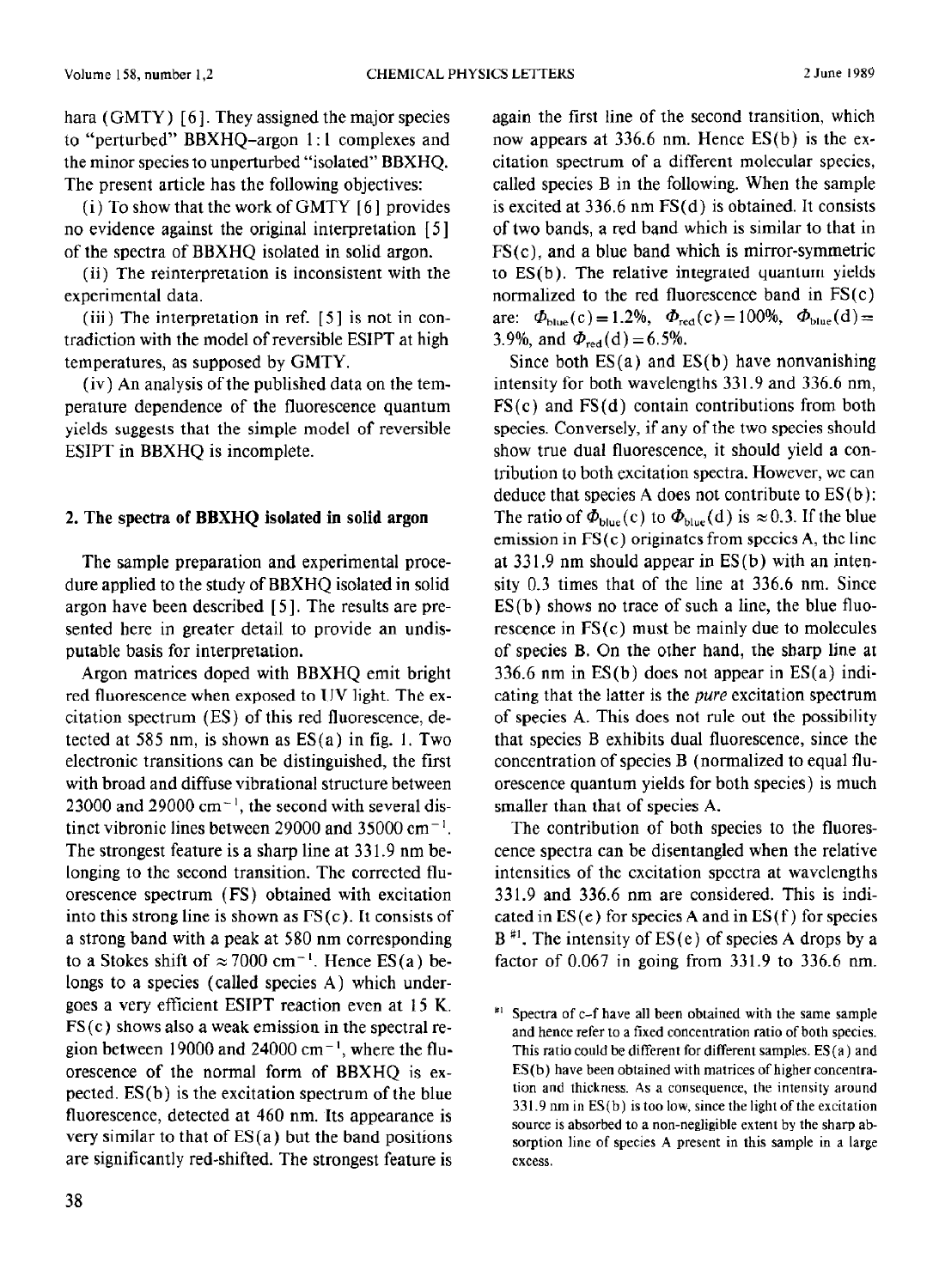hara (GMTY) [6]. They assigned the major species to "perturbed" BBXHQ–argon 1:1 complexes and the minor species to unperturbed "isolated" BBXHQ. The present article has the following objectives:

(i) To show that the work of GMTY [6] provides no evidence against the original interpretation [5] of the spectra of BBXHQ isolated in solid argon.

(ii) The reinterpretation is inconsistent with the experimental data.

(iii) The interpretation in ref. [5] is not in contradiction with the model of reversible ESIPT at high temperatures, as supposed by GMTY.

(iv) An analysis of the published data on the temperature dependence of the fluorescence quantum yields suggests that the simple model of reversible ESIPT in BBXHQ is incomplete.

## 2. The spectra of BBXHQ isolated in solid argon

The sample preparation and experimental procedure applied to the study of BBXHQ isolated in solid argon have been described [5]. The results are presented here in greater detail to provide an undisputable basis for interpretation.

Argon matrices doped with BBXHQ emit bright red fluorescence when exposed to UV light. The excitation spectrum (ES) of this red fluorescence, detected at 585 nm, is shown as ES(a) in fig. 1. Two electronic transitions can be distinguished, the first with broad and diffuse vibrational structure between 23000 and 29000 cm$^{-1}$, the second with several distinct vibronic lines between 29000 and 35000 cm$^{-1}$. The strongest feature is a sharp line at 331.9 nm belonging to the second transition. The corrected fluorescence spectrum (FS) obtained with excitation into this strong line is shown as FS(c). It consists of a strong band with a peak at 580 nm corresponding to a Stokes shift of ≈ 7000 cm$^{-1}$. Hence ES(a) belongs to a species (called species A) which undergoes a very efficient ESIPT reaction even at 15 K. FS(c) shows also a weak emission in the spectral region between 19000 and 24000 cm$^{-1}$, where the fluorescence of the normal form of BBXHQ is expected. ES(b) is the excitation spectrum of the blue fluorescence, detected at 460 nm. Its appearance is very similar to that of ES(a) but the band positions are significantly red-shifted. The strongest feature is again the first line of the second transition, which now appears at 336.6 nm. Hence ES(b) is the excitation spectrum of a different molecular species, called species B in the following. When the sample is excited at 336.6 nm FS(d) is obtained. It consists of two bands, a red band which is similar to that in FS(c), and a blue band which is mirror-symmetric to ES(b). The relative integrated quantum yields normalized to the red fluorescence band in FS(c) are: $\Phi_{blue}(c) = 1.2\%$, $\Phi_{red}(c) = 100\%$, $\Phi_{blue}(d) = 3.9\%$, and $\Phi_{red}(d) = 6.5\%$.

Since both ES(a) and ES(b) have nonvanishing intensity for both wavelengths 331.9 and 336.6 nm, FS(c) and FS(d) contain contributions from both species. Conversely, if any of the two species should show true dual fluorescence, it should yield a contribution to both excitation spectra. However, we can deduce that species A does not contribute to ES(b): The ratio of $\Phi_{blue}(c)$ to $\Phi_{blue}(d)$ is ≈ 0.3. If the blue emission in FS(c) originates from species A, the line at 331.9 nm should appear in ES(b) with an intensity 0.3 times that of the line at 336.6 nm. Since ES(b) shows no trace of such a line, the blue fluorescence in FS(c) must be mainly due to molecules of species B. On the other hand, the sharp line at 336.6 nm in ES(b) does not appear in ES(a) indicating that the latter is the *pure* excitation spectrum of species A. This does not rule out the possibility that species B exhibits dual fluorescence, since the concentration of species B (normalized to equal fluorescence quantum yields for both species) is much smaller than that of species A.

The contribution of both species to the fluorescence spectra can be disentangled when the relative intensities of the excitation spectra at wavelengths 331.9 and 336.6 nm are considered. This is indicated in ES(e) for species A and in ES(f) for species B [#1]. The intensity of ES(e) of species A drops by a factor of 0.067 in going from 331.9 to 336.6 nm.

[#1] Spectra of c–f have all been obtained with the same sample and hence refer to a fixed concentration ratio of both species. This ratio could be different for different samples. ES(a) and ES(b) have been obtained with matrices of higher concentration and thickness. As a consequence, the intensity around 331.9 nm in ES(b) is too low, since the light of the excitation source is absorbed to a non-negligible extent by the sharp absorption line of species A present in this sample in a large excess.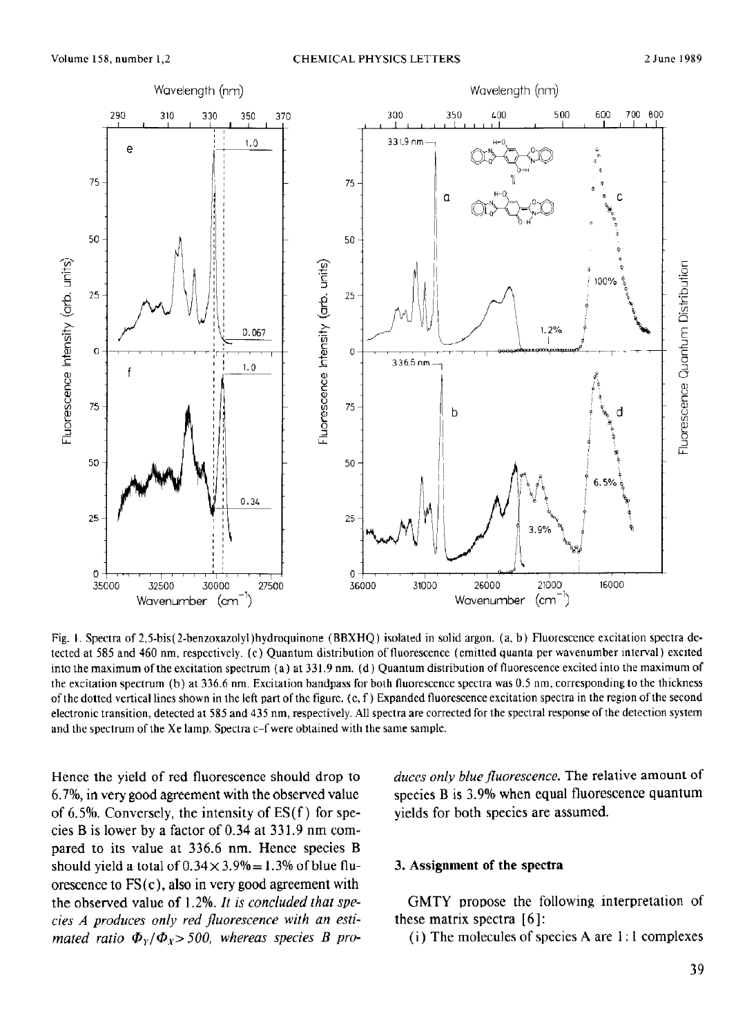Fig. 1. Spectra of 2,5-bis(2-benzoxazolyl)hydroquinone (BBXHQ) isolated in solid argon. (a, b) Fluorescence excitation spectra detected at 585 and 460 nm, respectively. (c) Quantum distribution of fluorescence (emitted quanta per wavenumber interval) excited into the maximum of the excitation spectrum (a) at 331.9 nm. (d) Quantum distribution of fluorescence excited into the maximum of the excitation spectrum (b) at 336.6 nm. Excitation bandpass for both fluorescence spectra was 0.5 nm, corresponding to the thickness of the dotted vertical lines shown in the left part of the figure. (c, f) Expanded fluorescence excitation spectra in the region of the second electronic transition, detected at 585 and 435 nm, respectively. All spectra are corrected for the spectral response of the detection system and the spectrum of the Xe lamp. Spectra c–f were obtained with the same sample.

Hence the yield of red fluorescence should drop to 6.7%, in very good agreement with the observed value of 6.5%. Conversely, the intensity of ES(f) for species B is lower by a factor of 0.34 at 331.9 nm compared to its value at 336.6 nm. Hence species B should yield a total of $0.34 \times 3.9\% = 1.3\%$ of blue fluorescence to FS(c), also in very good agreement with the observed value of 1.2%. *It is concluded that species A produces only red fluorescence with an estimated ratio $\Phi_Y/\Phi_X > 500$, whereas species B produces only blue fluorescence.* The relative amount of species B is 3.9% when equal fluorescence quantum yields for both species are assumed.

## 3. Assignment of the spectra

GMTY propose the following interpretation of these matrix spectra [6]:

(i) The molecules of species A are 1 : 1 complexes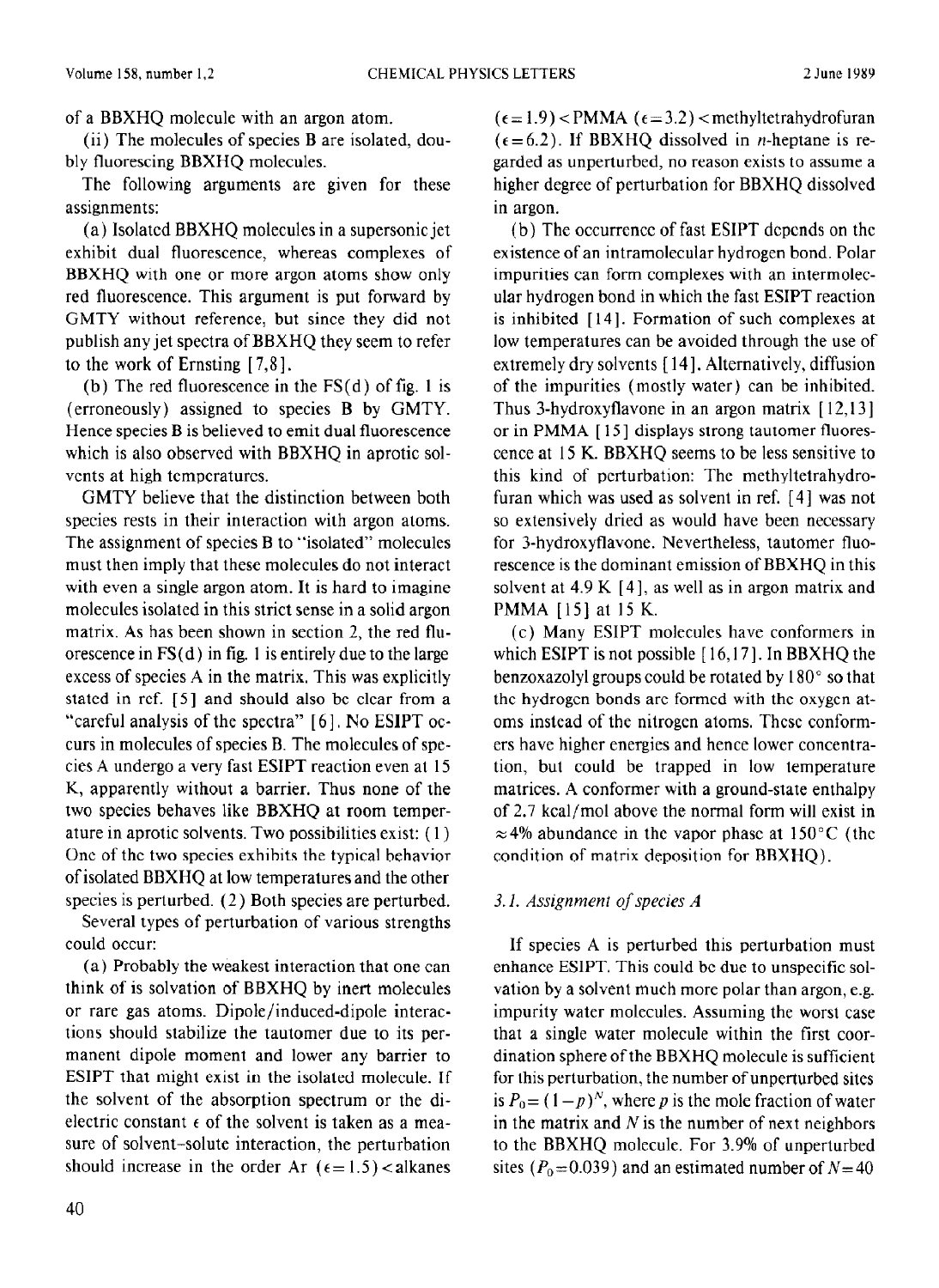of a BBXHQ molecule with an argon atom.

(ii) The molecules of species B are isolated, doubly fluorescing BBXHQ molecules.

The following arguments are given for these assignments:

(a) Isolated BBXHQ molecules in a supersonic jet exhibit dual fluorescence, whereas complexes of BBXHQ with one or more argon atoms show only red fluorescence. This argument is put forward by GMTY without reference, but since they did not publish any jet spectra of BBXHQ they seem to refer to the work of Ernsting [7,8].

(b) The red fluorescence in the FS(d) of fig. 1 is (erroneously) assigned to species B by GMTY. Hence species B is believed to emit dual fluorescence which is also observed with BBXHQ in aprotic solvents at high temperatures.

GMTY believe that the distinction between both species rests in their interaction with argon atoms. The assignment of species B to "isolated" molecules must then imply that these molecules do not interact with even a single argon atom. It is hard to imagine molecules isolated in this strict sense in a solid argon matrix. As has been shown in section 2, the red fluorescence in FS(d) in fig. 1 is entirely due to the large excess of species A in the matrix. This was explicitly stated in ref. [5] and should also be clear from a "careful analysis of the spectra" [6]. No ESIPT occurs in molecules of species B. The molecules of species A undergo a very fast ESIPT reaction even at 15 K, apparently without a barrier. Thus none of the two species behaves like BBXHQ at room temperature in aprotic solvents. Two possibilities exist: (1) One of the two species exhibits the typical behavior of isolated BBXHQ at low temperatures and the other species is perturbed. (2) Both species are perturbed.

Several types of perturbation of various strengths could occur:

(a) Probably the weakest interaction that one can think of is solvation of BBXHQ by inert molecules or rare gas atoms. Dipole/induced-dipole interactions should stabilize the tautomer due to its permanent dipole moment and lower any barrier to ESIPT that might exist in the isolated molecule. If the solvent of the absorption spectrum or the dielectric constant $\epsilon$ of the solvent is taken as a measure of solvent–solute interaction, the perturbation should increase in the order Ar ($\epsilon = 1.5$) < alkanes ($\epsilon = 1.9$) < PMMA ($\epsilon = 3.2$) < methyltetrahydrofuran ($\epsilon = 6.2$). If BBXHQ dissolved in *n*-heptane is regarded as unperturbed, no reason exists to assume a higher degree of perturbation for BBXHQ dissolved in argon.

(b) The occurrence of fast ESIPT depends on the existence of an intramolecular hydrogen bond. Polar impurities can form complexes with an intermolecular hydrogen bond in which the fast ESIPT reaction is inhibited [14]. Formation of such complexes at low temperatures can be avoided through the use of extremely dry solvents [14]. Alternatively, diffusion of the impurities (mostly water) can be inhibited. Thus 3-hydroxyflavone in an argon matrix [12,13] or in PMMA [15] displays strong tautomer fluorescence at 15 K. BBXHQ seems to be less sensitive to this kind of perturbation: The methyltetrahydrofuran which was used as solvent in ref. [4] was not so extensively dried as would have been necessary for 3-hydroxyflavone. Nevertheless, tautomer fluorescence is the dominant emission of BBXHQ in this solvent at 4.9 K [4], as well as in argon matrix and PMMA [15] at 15 K.

(c) Many ESIPT molecules have conformers in which ESIPT is not possible [16,17]. In BBXHQ the benzoxazolyl groups could be rotated by 180° so that the hydrogen bonds are formed with the oxygen atoms instead of the nitrogen atoms. These conformers have higher energies and hence lower concentration, but could be trapped in low temperature matrices. A conformer with a ground-state enthalpy of 2.7 kcal/mol above the normal form will exist in ≈4% abundance in the vapor phase at 150°C (the condition of matrix deposition for BBXHQ).

### 3.1. Assignment of species A

If species A is perturbed this perturbation must enhance ESIPT. This could be due to unspecific solvation by a solvent much more polar than argon, e.g. impurity water molecules. Assuming the worst case that a single water molecule within the first coordination sphere of the BBXHQ molecule is sufficient for this perturbation, the number of unperturbed sites is $P_0 = (1-p)^N$, where $p$ is the mole fraction of water in the matrix and $N$ is the number of next neighbors to the BBXHQ molecule. For 3.9% of unperturbed sites ($P_0 = 0.039$) and an estimated number of $N = 40$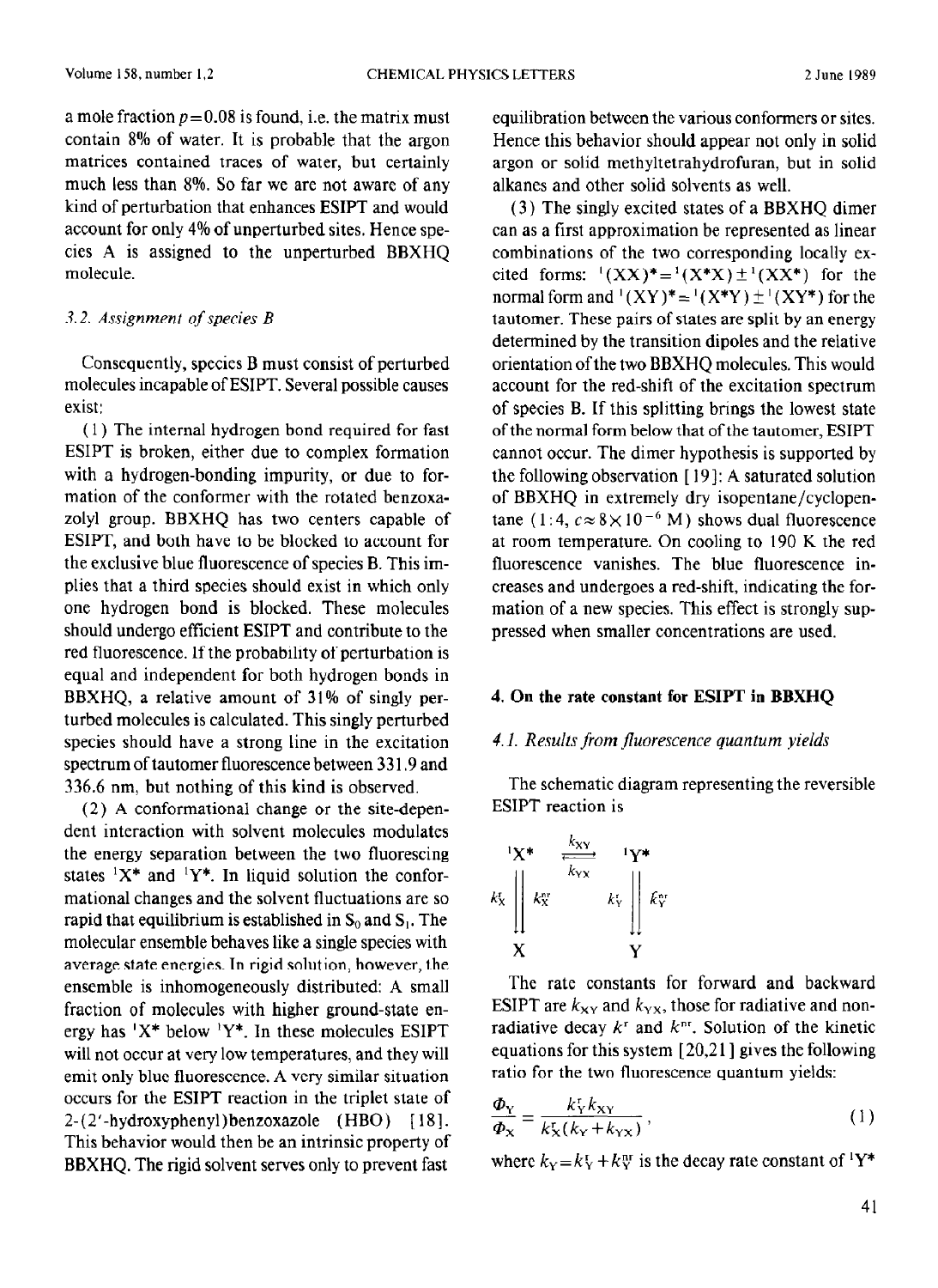a mole fraction $p=0.08$ is found, i.e. the matrix must contain 8% of water. It is probable that the argon matrices contained traces of water, but certainly much less than 8%. So far we are not aware of any kind of perturbation that enhances ESIPT and would account for only 4% of unperturbed sites. Hence species A is assigned to the unperturbed BBXHQ molecule.

### 3.2. Assignment of species B

Consequently, species B must consist of perturbed molecules incapable of ESIPT. Several possible causes exist:

(1) The internal hydrogen bond required for fast ESIPT is broken, either due to complex formation with a hydrogen-bonding impurity, or due to formation of the conformer with the rotated benzoxazolyl group. BBXHQ has two centers capable of ESIPT, and both have to be blocked to account for the exclusive blue fluorescence of species B. This implies that a third species should exist in which only one hydrogen bond is blocked. These molecules should undergo efficient ESIPT and contribute to the red fluorescence. If the probability of perturbation is equal and independent for both hydrogen bonds in BBXHQ, a relative amount of 31% of singly perturbed molecules is calculated. This singly perturbed species should have a strong line in the excitation spectrum of tautomer fluorescence between 331.9 and 336.6 nm, but nothing of this kind is observed.

(2) A conformational change or the site-dependent interaction with solvent molecules modulates the energy separation between the two fluorescing states $^1X^*$ and $^1Y^*$. In liquid solution the conformational changes and the solvent fluctuations are so rapid that equilibrium is established in $S_0$ and $S_1$. The molecular ensemble behaves like a single species with average state energies. In rigid solution, however, the ensemble is inhomogeneously distributed: A small fraction of molecules with higher ground-state energy has $^1X^*$ below $^1Y^*$. In these molecules ESIPT will not occur at very low temperatures, and they will emit only blue fluorescence. A very similar situation occurs for the ESIPT reaction in the triplet state of 2-(2'-hydroxyphenyl)benzoxazole (HBO) [18]. This behavior would then be an intrinsic property of BBXHQ. The rigid solvent serves only to prevent fast equilibration between the various conformers or sites. Hence this behavior should appear not only in solid argon or solid methyltetrahydrofuran, but in solid alkanes and other solid solvents as well.

(3) The singly excited states of a BBXHQ dimer can as a first approximation be represented as linear combinations of the two corresponding locally excited forms: $^1(XX)^* = {}^1(X^*X) \pm {}^1(XX^*)$ for the normal form and $^1(XY)^* = {}^1(X^*Y) \pm {}^1(XY^*)$ for the tautomer. These pairs of states are split by an energy determined by the transition dipoles and the relative orientation of the two BBXHQ molecules. This would account for the red-shift of the excitation spectrum of species B. If this splitting brings the lowest state of the normal form below that of the tautomer, ESIPT cannot occur. The dimer hypothesis is supported by the following observation [19]: A saturated solution of BBXHQ in extremely dry isopentane/cyclopentane (1:4, $c \approx 8 \times 10^{-6}$ M) shows dual fluorescence at room temperature. On cooling to 190 K the red fluorescence vanishes. The blue fluorescence increases and undergoes a red-shift, indicating the formation of a new species. This effect is strongly suppressed when smaller concentrations are used.

## 4. On the rate constant for ESIPT in BBXHQ

### 4.1. Results from fluorescence quantum yields

The schematic diagram representing the reversible ESIPT reaction is

$$
\begin{array}{ccc}
^1X^* & \underset{k_{YX}}{\overset{k_{XY}}{\rightleftharpoons}} & ^1Y^* \\
k_X^r \Downarrow k_X^{nr} & & k_Y^r \Downarrow k_Y^{nr} \\
X & & Y
\end{array}
$$

The rate constants for forward and backward ESIPT are $k_{XY}$ and $k_{YX}$, those for radiative and nonradiative decay $k^r$ and $k^{nr}$. Solution of the kinetic equations for this system [20,21] gives the following ratio for the two fluorescence quantum yields:

$$
\frac{\Phi_Y}{\Phi_X} = \frac{k_Y^r k_{XY}}{k_X^r (k_Y + k_{YX})}, \qquad (1)
$$

where $k_Y = k_Y^r + k_Y^{nr}$ is the decay rate constant of $^1Y^*$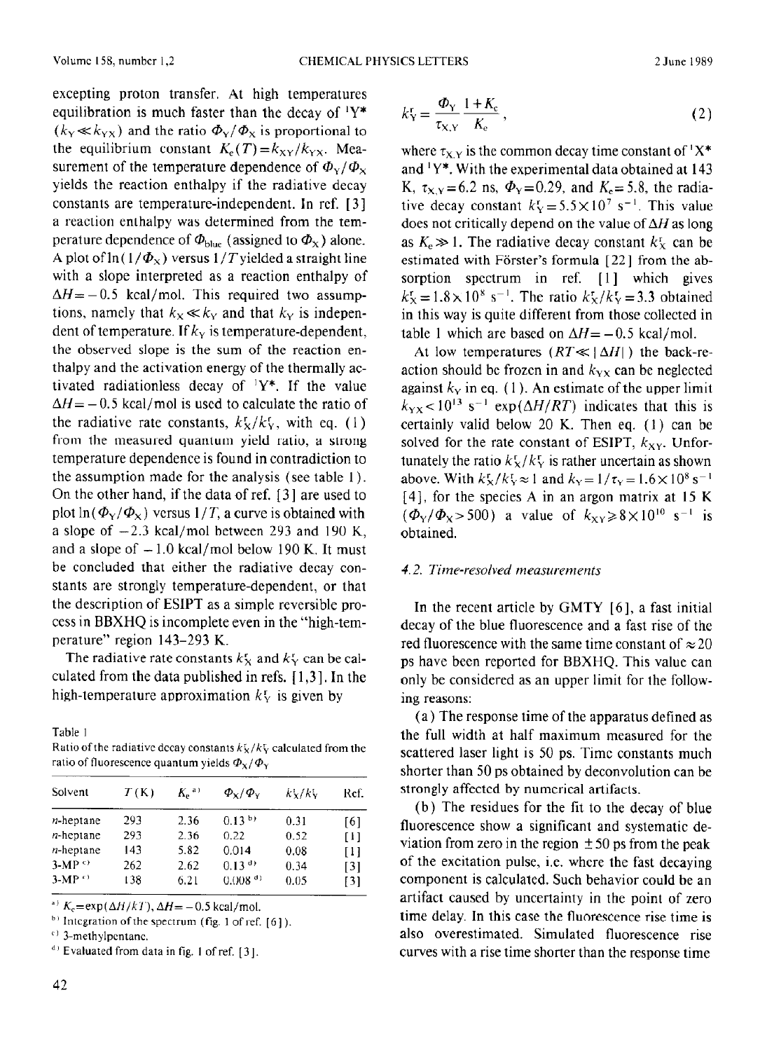excepting proton transfer. At high temperatures equilibration is much faster than the decay of $^1Y^*$ ($k_Y \ll k_{YX}$) and the ratio $\Phi_Y/\Phi_X$ is proportional to the equilibrium constant $K_e(T) = k_{XY}/k_{YX}$. Measurement of the temperature dependence of $\Phi_Y/\Phi_X$ yields the reaction enthalpy if the radiative decay constants are temperature-independent. In ref. [3] a reaction enthalpy was determined from the temperature dependence of $\Phi_{blue}$ (assigned to $\Phi_X$) alone. A plot of $\ln(1/\Phi_X)$ versus $1/T$ yielded a straight line with a slope interpreted as a reaction enthalpy of $\Delta H = -0.5$ kcal/mol. This required two assumptions, namely that $k_X \ll k_Y$ and that $k_Y$ is independent of temperature. If $k_Y$ is temperature-dependent, the observed slope is the sum of the reaction enthalpy and the activation energy of the thermally activated radiationless decay of $^1Y^*$. If the value $\Delta H = -0.5$ kcal/mol is used to calculate the ratio of the radiative rate constants, $k_X^r/k_Y^r$, with eq. (1) from the measured quantum yield ratio, a strong temperature dependence is found in contradiction to the assumption made for the analysis (see table 1). On the other hand, if the data of ref. [3] are used to plot $\ln(\Phi_Y/\Phi_X)$ versus $1/T$, a curve is obtained with a slope of $-2.3$ kcal/mol between 293 and 190 K, and a slope of $-1.0$ kcal/mol below 190 K. It must be concluded that either the radiative decay constants are strongly temperature-dependent, or that the description of ESIPT as a simple reversible process in BBXHQ is incomplete even in the "high-temperature" region 143–293 K.

The radiative rate constants $k_X^r$ and $k_Y^r$ can be calculated from the data published in refs. [1,3]. In the high-temperature approximation $k_Y^r$ is given by

Table 1
Ratio of the radiative decay constants $k_X^r/k_Y^r$ calculated from the ratio of fluorescence quantum yields $\Phi_X/\Phi_Y$

| Solvent | $T$ (K) | $K_e$ [a] | $\Phi_X/\Phi_Y$ | $k_X^r/k_Y^r$ | Ref. |
|---|---|---|---|---|---|
| n-heptane | 293 | 2.36 | 0.13 [b] | 0.31 | [6] |
| n-heptane | 293 | 2.36 | 0.22 | 0.52 | [1] |
| n-heptane | 143 | 5.82 | 0.014 | 0.08 | [1] |
| 3-MP [c] | 262 | 2.62 | 0.13 [d] | 0.34 | [3] |
| 3-MP [c] | 138 | 6.21 | 0.008 [d] | 0.05 | [3] |

[a] $K_e = \exp(\Delta H/kT)$, $\Delta H = -0.5$ kcal/mol.
[b] Integration of the spectrum (fig. 1 of ref. [6]).
[c] 3-methylpentane.
[d] Evaluated from data in fig. 1 of ref. [3].

$$k_Y^r = \frac{\Phi_Y}{\tau_{X,Y}} \frac{1+K_e}{K_e}, \tag{2}$$

where $\tau_{X,Y}$ is the common decay time constant of $^1X^*$ and $^1Y^*$. With the experimental data obtained at 143 K, $\tau_{X,Y} = 6.2$ ns, $\Phi_Y = 0.29$, and $K_e = 5.8$, the radiative decay constant $k_Y^r = 5.5 \times 10^7$ s$^{-1}$. This value does not critically depend on the value of $\Delta H$ as long as $K_e \gg 1$. The radiative decay constant $k_X^r$ can be estimated with Förster's formula [22] from the absorption spectrum in ref. [1] which gives $k_X^r = 1.8 \times 10^8$ s$^{-1}$. The ratio $k_X^r/k_Y^r = 3.3$ obtained in this way is quite different from those collected in table 1 which are based on $\Delta H = -0.5$ kcal/mol.

At low temperatures ($RT \ll |\Delta H|$) the back-reaction should be frozen in and $k_{YX}$ can be neglected against $k_Y$ in eq. (1). An estimate of the upper limit $k_{YX} < 10^{13}$ s$^{-1}$ $\exp(\Delta H/RT)$ indicates that this is certainly valid below 20 K. Then eq. (1) can be solved for the rate constant of ESIPT, $k_{XY}$. Unfortunately the ratio $k_X^r/k_Y^r$ is rather uncertain as shown above. With $k_X^r/k_Y^r \approx 1$ and $k_Y = 1/\tau_Y = 1.6 \times 10^8$ s$^{-1}$ [4], for the species A in an argon matrix at 15 K ($\Phi_Y/\Phi_X > 500$) a value of $k_{XY} \geq 8 \times 10^{10}$ s$^{-1}$ is obtained.

### 4.2. Time-resolved measurements

In the recent article by GMTY [6], a fast initial decay of the blue fluorescence and a fast rise of the red fluorescence with the same time constant of $\approx 20$ ps have been reported for BBXHQ. This value can only be considered as an upper limit for the following reasons:

(a) The response time of the apparatus defined as the full width at half maximum measured for the scattered laser light is 50 ps. Time constants much shorter than 50 ps obtained by deconvolution can be strongly affected by numerical artifacts.

(b) The residues for the fit to the decay of blue fluorescence show a significant and systematic deviation from zero in the region $\pm 50$ ps from the peak of the excitation pulse, i.e. where the fast decaying component is calculated. Such behavior could be an artifact caused by uncertainty in the point of zero time delay. In this case the fluorescence rise time is also overestimated. Simulated fluorescence rise curves with a rise time shorter than the response time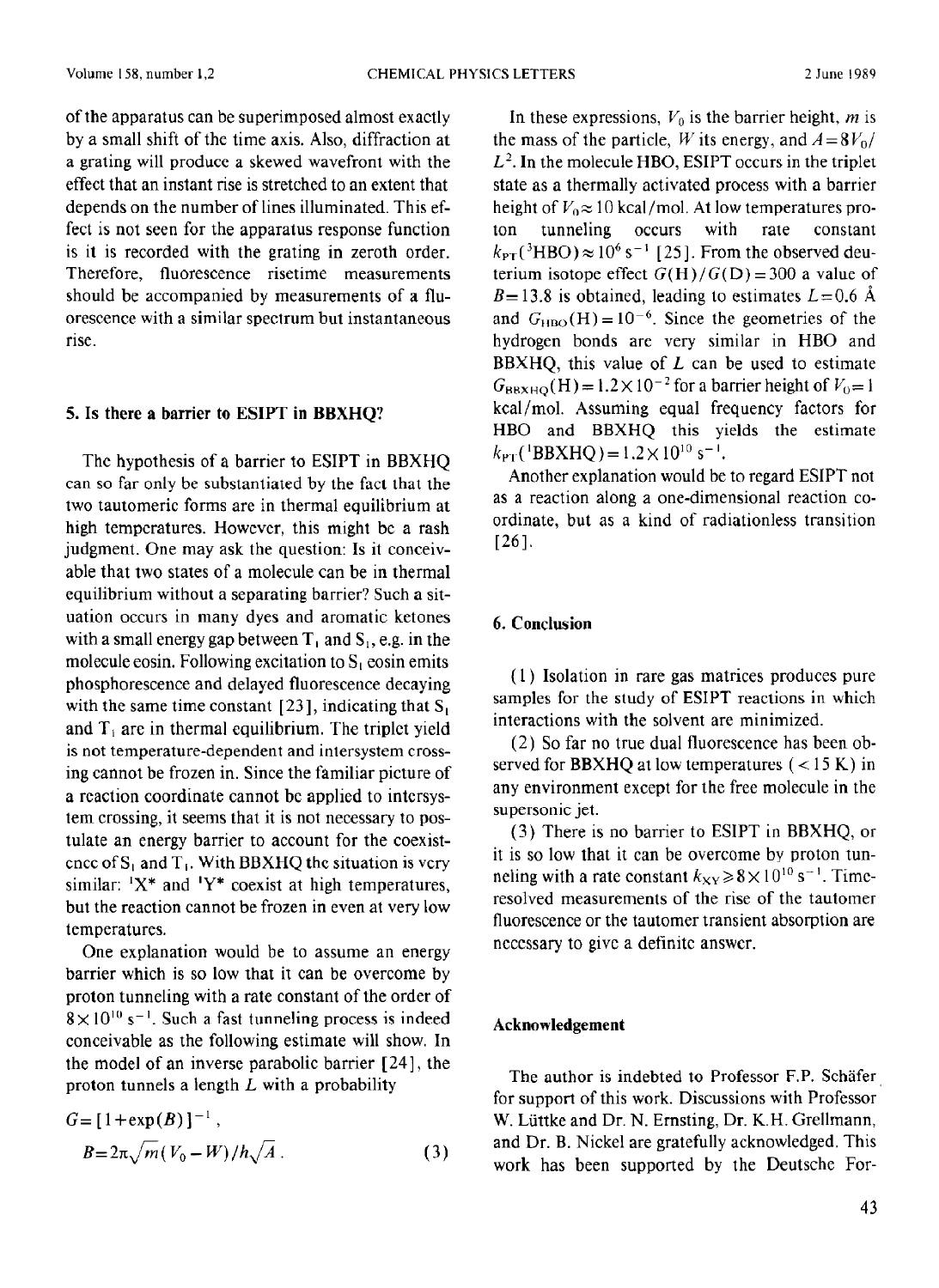of the apparatus can be superimposed almost exactly by a small shift of the time axis. Also, diffraction at a grating will produce a skewed wavefront with the effect that an instant rise is stretched to an extent that depends on the number of lines illuminated. This effect is not seen for the apparatus response function is it is recorded with the grating in zeroth order. Therefore, fluorescence risetime measurements should be accompanied by measurements of a fluorescence with a similar spectrum but instantaneous rise.

## 5. Is there a barrier to ESIPT in BBXHQ?

The hypothesis of a barrier to ESIPT in BBXHQ can so far only be substantiated by the fact that the two tautomeric forms are in thermal equilibrium at high temperatures. However, this might be a rash judgment. One may ask the question: Is it conceivable that two states of a molecule can be in thermal equilibrium without a separating barrier? Such a situation occurs in many dyes and aromatic ketones with a small energy gap between $T_1$ and $S_1$, e.g. in the molecule eosin. Following excitation to $S_1$ eosin emits phosphorescence and delayed fluorescence decaying with the same time constant [23], indicating that $S_1$ and $T_1$ are in thermal equilibrium. The triplet yield is not temperature-dependent and intersystem crossing cannot be frozen in. Since the familiar picture of a reaction coordinate cannot be applied to intersystem crossing, it seems that it is not necessary to postulate an energy barrier to account for the coexistence of $S_1$ and $T_1$. With BBXHQ the situation is very similar: $^1X^*$ and $^1Y^*$ coexist at high temperatures, but the reaction cannot be frozen in even at very low temperatures.

One explanation would be to assume an energy barrier which is so low that it can be overcome by proton tunneling with a rate constant of the order of $8\times10^{10}\ s^{-1}$. Such a fast tunneling process is indeed conceivable as the following estimate will show. In the model of an inverse parabolic barrier [24], the proton tunnels a length $L$ with a probability

$$G=[1+\exp(B)]^{-1}\,,$$
$$B=2\pi\sqrt{m}(V_0-W)/h\sqrt{A}\,. \qquad (3)$$

In these expressions, $V_0$ is the barrier height, $m$ is the mass of the particle, $W$ its energy, and $A=8V_0/L^2$. In the molecule HBO, ESIPT occurs in the triplet state as a thermally activated process with a barrier height of $V_0\approx10$ kcal/mol. At low temperatures proton tunneling occurs with rate constant $k_{PT}(^3\text{HBO})\approx10^6\ s^{-1}$ [25]. From the observed deuterium isotope effect $G(\text{H})/G(\text{D})=300$ a value of $B=13.8$ is obtained, leading to estimates $L=0.6$ Å and $G_{\text{HBO}}(\text{H})=10^{-6}$. Since the geometries of the hydrogen bonds are very similar in HBO and BBXHQ, this value of $L$ can be used to estimate $G_{\text{BBXHQ}}(\text{H})=1.2\times10^{-2}$ for a barrier height of $V_0=1$ kcal/mol. Assuming equal frequency factors for HBO and BBXHQ this yields the estimate $k_{PT}(^1\text{BBXHQ})=1.2\times10^{10}\ s^{-1}$.

Another explanation would be to regard ESIPT not as a reaction along a one-dimensional reaction coordinate, but as a kind of radiationless transition [26].

## 6. Conclusion

(1) Isolation in rare gas matrices produces pure samples for the study of ESIPT reactions in which interactions with the solvent are minimized.

(2) So far no true dual fluorescence has been observed for BBXHQ at low temperatures (< 15 K) in any environment except for the free molecule in the supersonic jet.

(3) There is no barrier to ESIPT in BBXHQ, or it is so low that it can be overcome by proton tunneling with a rate constant $k_{XY}\geq8\times10^{10}\ s^{-1}$. Time-resolved measurements of the rise of the tautomer fluorescence or the tautomer transient absorption are necessary to give a definite answer.

## Acknowledgement

The author is indebted to Professor F.P. Schäfer for support of this work. Discussions with Professor W. Lüttke and Dr. N. Ernsting, Dr. K.H. Grellmann, and Dr. B. Nickel are gratefully acknowledged. This work has been supported by the Deutsche For-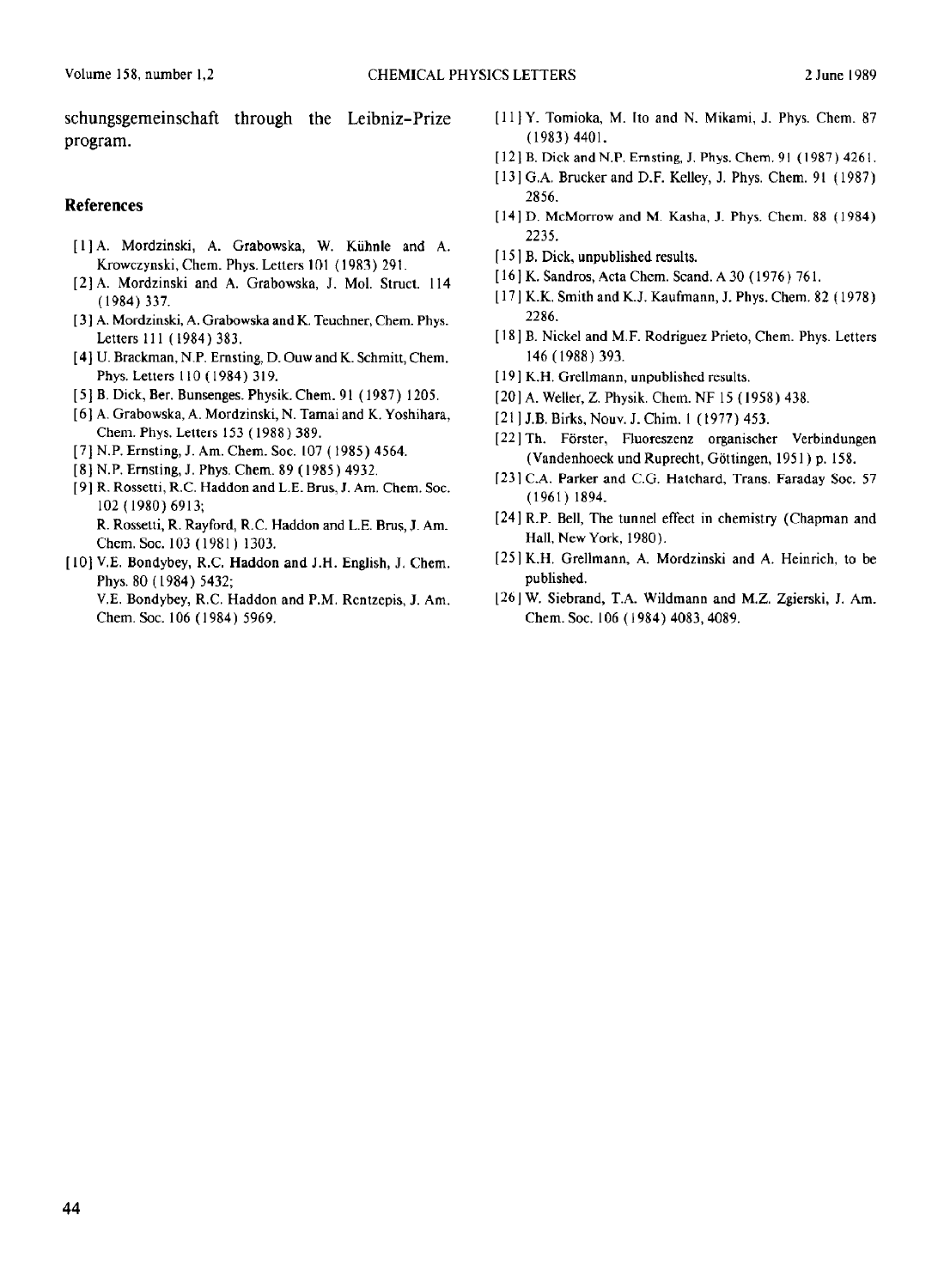schungsgemeinschaft through the Leibniz-Prize program.

## References

[1] A. Mordzinski, A. Grabowska, W. Kühnle and A. Krowczynski, Chem. Phys. Letters 101 (1983) 291.

[2] A. Mordzinski and A. Grabowska, J. Mol. Struct. 114 (1984) 337.

[3] A. Mordzinski, A. Grabowska and K. Teuchner, Chem. Phys. Letters 111 (1984) 383.

[4] U. Brackman, N.P. Ernsting, D. Ouw and K. Schmitt, Chem. Phys. Letters 110 (1984) 319.

[5] B. Dick, Ber. Bunsenges. Physik. Chem. 91 (1987) 1205.

[6] A. Grabowska, A. Mordzinski, N. Tamai and K. Yoshihara, Chem. Phys. Letters 153 (1988) 389.

[7] N.P. Ernsting, J. Am. Chem. Soc. 107 (1985) 4564.

[8] N.P. Ernsting, J. Phys. Chem. 89 (1985) 4932.

[9] R. Rossetti, R.C. Haddon and L.E. Brus, J. Am. Chem. Soc. 102 (1980) 6913;
R. Rossetti, R. Rayford, R.C. Haddon and L.E. Brus, J. Am. Chem. Soc. 103 (1981) 1303.

[10] V.E. Bondybey, R.C. Haddon and J.H. English, J. Chem. Phys. 80 (1984) 5432;
V.E. Bondybey, R.C. Haddon and P.M. Rentzepis, J. Am. Chem. Soc. 106 (1984) 5969.

[11] Y. Tomioka, M. Ito and N. Mikami, J. Phys. Chem. 87 (1983) 4401.

[12] B. Dick and N.P. Ernsting, J. Phys. Chem. 91 (1987) 4261.

[13] G.A. Brucker and D.F. Kelley, J. Phys. Chem. 91 (1987) 2856.

[14] D. McMorrow and M. Kasha, J. Phys. Chem. 88 (1984) 2235.

[15] B. Dick, unpublished results.

[16] K. Sandros, Acta Chem. Scand. A 30 (1976) 761.

[17] K.K. Smith and K.J. Kaufmann, J. Phys. Chem. 82 (1978) 2286.

[18] B. Nickel and M.F. Rodriguez Prieto, Chem. Phys. Letters 146 (1988) 393.

[19] K.H. Grellmann, unpublished results.

[20] A. Weller, Z. Physik. Chem. NF 15 (1958) 438.

[21] J.B. Birks, Nouv. J. Chim. 1 (1977) 453.

[22] Th. Förster, Fluoreszenz organischer Verbindungen (Vandenhoeck und Ruprecht, Göttingen, 1951) p. 158.

[23] C.A. Parker and C.G. Hatchard, Trans. Faraday Soc. 57 (1961) 1894.

[24] R.P. Bell, The tunnel effect in chemistry (Chapman and Hall, New York, 1980).

[25] K.H. Grellmann, A. Mordzinski and A. Heinrich, to be published.

[26] W. Siebrand, T.A. Wildmann and M.Z. Zgierski, J. Am. Chem. Soc. 106 (1984) 4083, 4089.